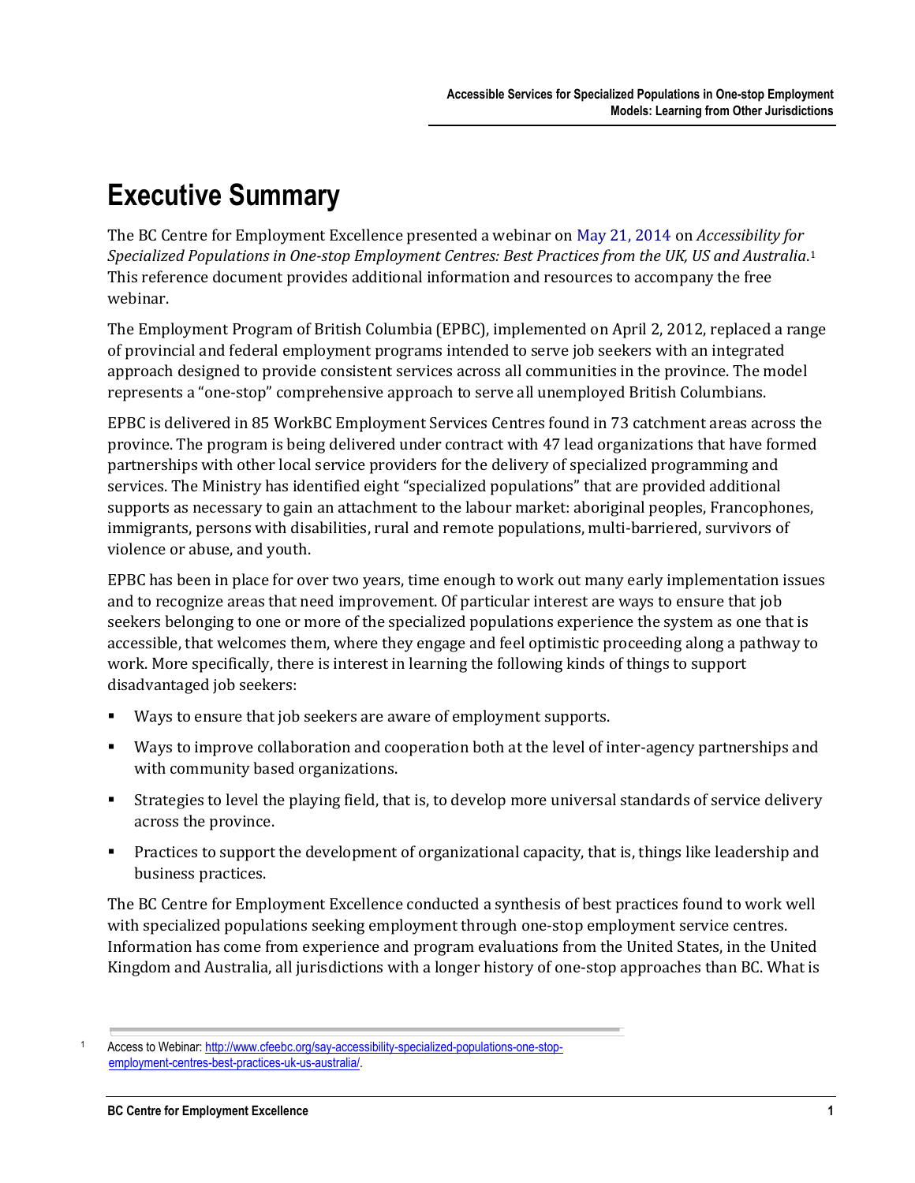# Executive Summary

The BC Centre for Employment Excellence presented a webinar on May 21, 2014 on *Accessibility for Specialized Populations in One-stop Employment Centres: Best Practices from the UK, US and Australia.*[1] This reference document provides additional information and resources to accompany the free webinar.

The Employment Program of British Columbia (EPBC), implemented on April 2, 2012, replaced a range of provincial and federal employment programs intended to serve job seekers with an integrated approach designed to provide consistent services across all communities in the province. The model represents a "one-stop" comprehensive approach to serve all unemployed British Columbians.

EPBC is delivered in 85 WorkBC Employment Services Centres found in 73 catchment areas across the province. The program is being delivered under contract with 47 lead organizations that have formed partnerships with other local service providers for the delivery of specialized programming and services. The Ministry has identified eight "specialized populations" that are provided additional supports as necessary to gain an attachment to the labour market: aboriginal peoples, Francophones, immigrants, persons with disabilities, rural and remote populations, multi-barriered, survivors of violence or abuse, and youth.

EPBC has been in place for over two years, time enough to work out many early implementation issues and to recognize areas that need improvement. Of particular interest are ways to ensure that job seekers belonging to one or more of the specialized populations experience the system as one that is accessible, that welcomes them, where they engage and feel optimistic proceeding along a pathway to work. More specifically, there is interest in learning the following kinds of things to support disadvantaged job seekers:

- Ways to ensure that job seekers are aware of employment supports.
- Ways to improve collaboration and cooperation both at the level of inter-agency partnerships and with community based organizations.
- Strategies to level the playing field, that is, to develop more universal standards of service delivery across the province.
- Practices to support the development of organizational capacity, that is, things like leadership and business practices.

The BC Centre for Employment Excellence conducted a synthesis of best practices found to work well with specialized populations seeking employment through one-stop employment service centres. Information has come from experience and program evaluations from the United States, in the United Kingdom and Australia, all jurisdictions with a longer history of one-stop approaches than BC. What is

[1] Access to Webinar: http://www.cfeebc.org/say-accessibility-specialized-populations-one-stop-employment-centres-best-practices-uk-us-australia/.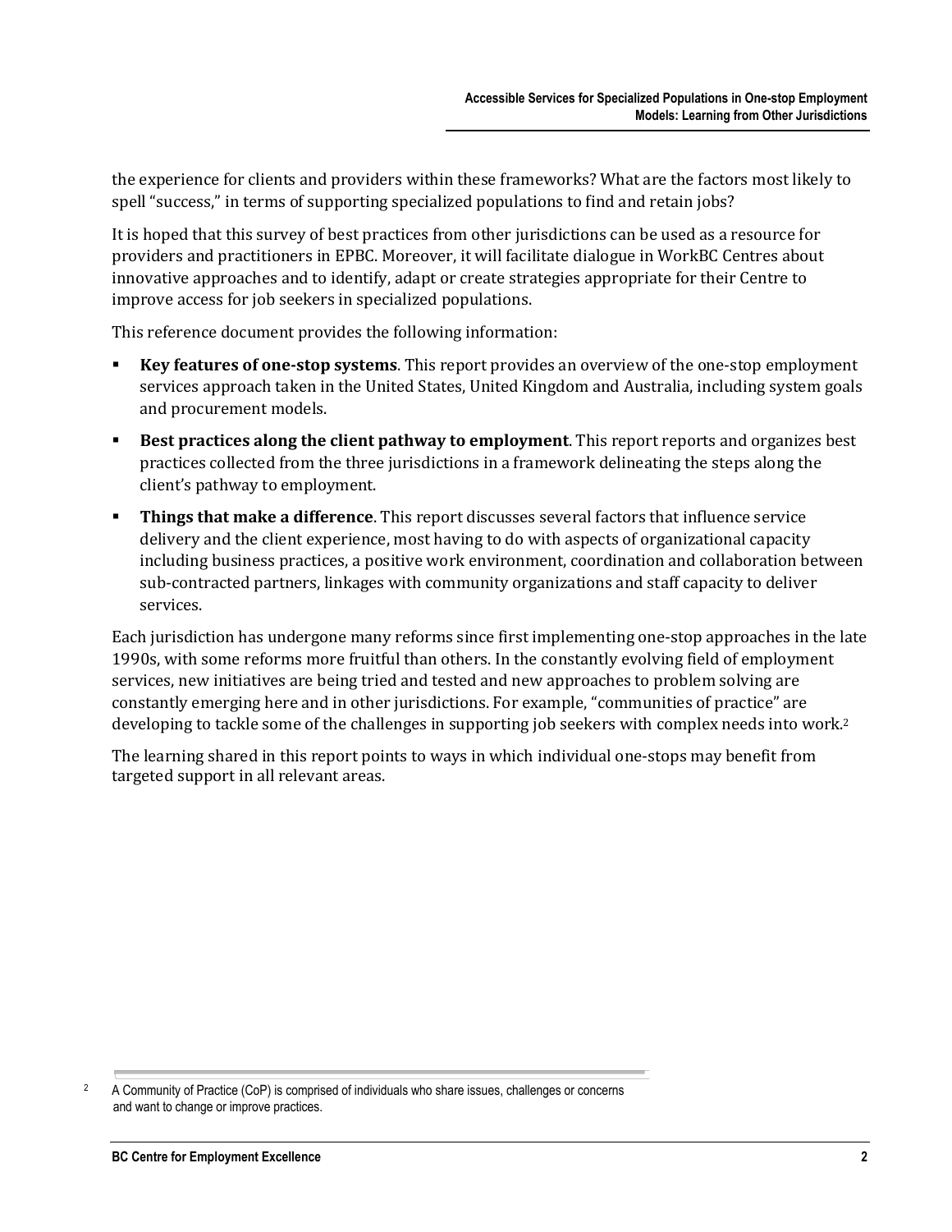the experience for clients and providers within these frameworks? What are the factors most likely to spell "success," in terms of supporting specialized populations to find and retain jobs?

It is hoped that this survey of best practices from other jurisdictions can be used as a resource for providers and practitioners in EPBC. Moreover, it will facilitate dialogue in WorkBC Centres about innovative approaches and to identify, adapt or create strategies appropriate for their Centre to improve access for job seekers in specialized populations.

This reference document provides the following information:

- **Key features of one-stop systems**. This report provides an overview of the one-stop employment services approach taken in the United States, United Kingdom and Australia, including system goals and procurement models.
- **Best practices along the client pathway to employment**. This report reports and organizes best practices collected from the three jurisdictions in a framework delineating the steps along the client's pathway to employment.
- **Things that make a difference**. This report discusses several factors that influence service delivery and the client experience, most having to do with aspects of organizational capacity including business practices, a positive work environment, coordination and collaboration between sub-contracted partners, linkages with community organizations and staff capacity to deliver services.

Each jurisdiction has undergone many reforms since first implementing one-stop approaches in the late 1990s, with some reforms more fruitful than others. In the constantly evolving field of employment services, new initiatives are being tried and tested and new approaches to problem solving are constantly emerging here and in other jurisdictions. For example, "communities of practice" are developing to tackle some of the challenges in supporting job seekers with complex needs into work.[2]

The learning shared in this report points to ways in which individual one-stops may benefit from targeted support in all relevant areas.

---

[2] A Community of Practice (CoP) is comprised of individuals who share issues, challenges or concerns and want to change or improve practices.